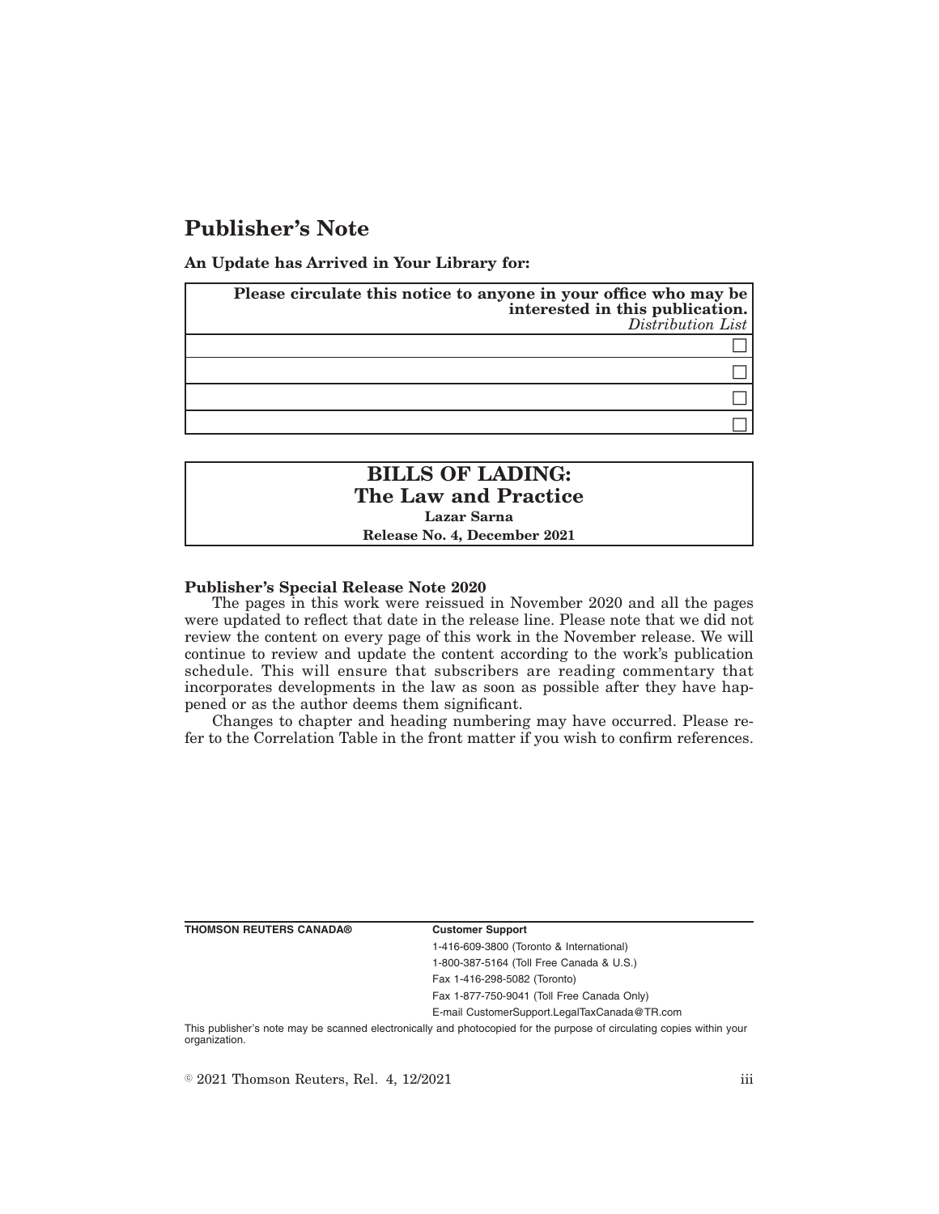# Publisher's Note

**An Update has Arrived in Your Library for:**

| **Please circulate this notice to anyone in your office who may be interested in this publication.** *Distribution List* |
| --- |
| ☐ |
| ☐ |
| ☐ |
| ☐ |

**BILLS OF LADING: The Law and Practice**

**Lazar Sarna**

**Release No. 4, December 2021**

**Publisher's Special Release Note 2020**

The pages in this work were reissued in November 2020 and all the pages were updated to reflect that date in the release line. Please note that we did not review the content on every page of this work in the November release. We will continue to review and update the content according to the work's publication schedule. This will ensure that subscribers are reading commentary that incorporates developments in the law as soon as possible after they have happened or as the author deems them significant.

Changes to chapter and heading numbering may have occurred. Please refer to the Correlation Table in the front matter if you wish to confirm references.

**THOMSON REUTERS CANADA®**

**Customer Support**

1-416-609-3800 (Toronto & International)

1-800-387-5164 (Toll Free Canada & U.S.)

Fax 1-416-298-5082 (Toronto)

Fax 1-877-750-9041 (Toll Free Canada Only)

E-mail CustomerSupport.LegalTaxCanada@TR.com

This publisher's note may be scanned electronically and photocopied for the purpose of circulating copies within your organization.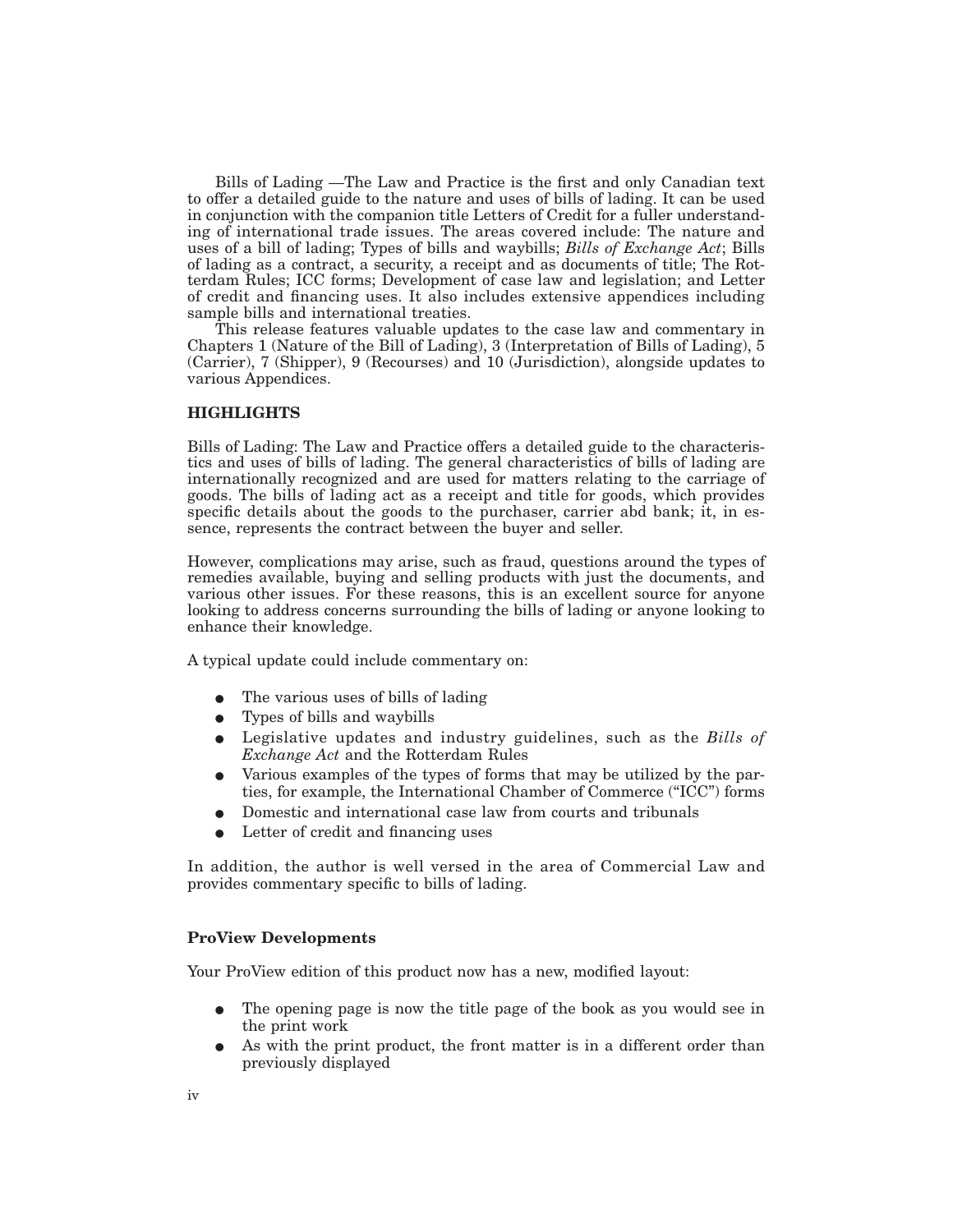Bills of Lading —The Law and Practice is the first and only Canadian text to offer a detailed guide to the nature and uses of bills of lading. It can be used in conjunction with the companion title Letters of Credit for a fuller understanding of international trade issues. The areas covered include: The nature and uses of a bill of lading; Types of bills and waybills; *Bills of Exchange Act*; Bills of lading as a contract, a security, a receipt and as documents of title; The Rotterdam Rules; ICC forms; Development of case law and legislation; and Letter of credit and financing uses. It also includes extensive appendices including sample bills and international treaties.

This release features valuable updates to the case law and commentary in Chapters 1 (Nature of the Bill of Lading), 3 (Interpretation of Bills of Lading), 5 (Carrier), 7 (Shipper), 9 (Recourses) and 10 (Jurisdiction), alongside updates to various Appendices.

**HIGHLIGHTS**

Bills of Lading: The Law and Practice offers a detailed guide to the characteristics and uses of bills of lading. The general characteristics of bills of lading are internationally recognized and are used for matters relating to the carriage of goods. The bills of lading act as a receipt and title for goods, which provides specific details about the goods to the purchaser, carrier abd bank; it, in essence, represents the contract between the buyer and seller.

However, complications may arise, such as fraud, questions around the types of remedies available, buying and selling products with just the documents, and various other issues. For these reasons, this is an excellent source for anyone looking to address concerns surrounding the bills of lading or anyone looking to enhance their knowledge.

A typical update could include commentary on:

- The various uses of bills of lading
- Types of bills and waybills
- Legislative updates and industry guidelines, such as the *Bills of Exchange Act* and the Rotterdam Rules
- Various examples of the types of forms that may be utilized by the parties, for example, the International Chamber of Commerce ("ICC") forms
- Domestic and international case law from courts and tribunals
- Letter of credit and financing uses

In addition, the author is well versed in the area of Commercial Law and provides commentary specific to bills of lading.

**ProView Developments**

Your ProView edition of this product now has a new, modified layout:

- The opening page is now the title page of the book as you would see in the print work
- As with the print product, the front matter is in a different order than previously displayed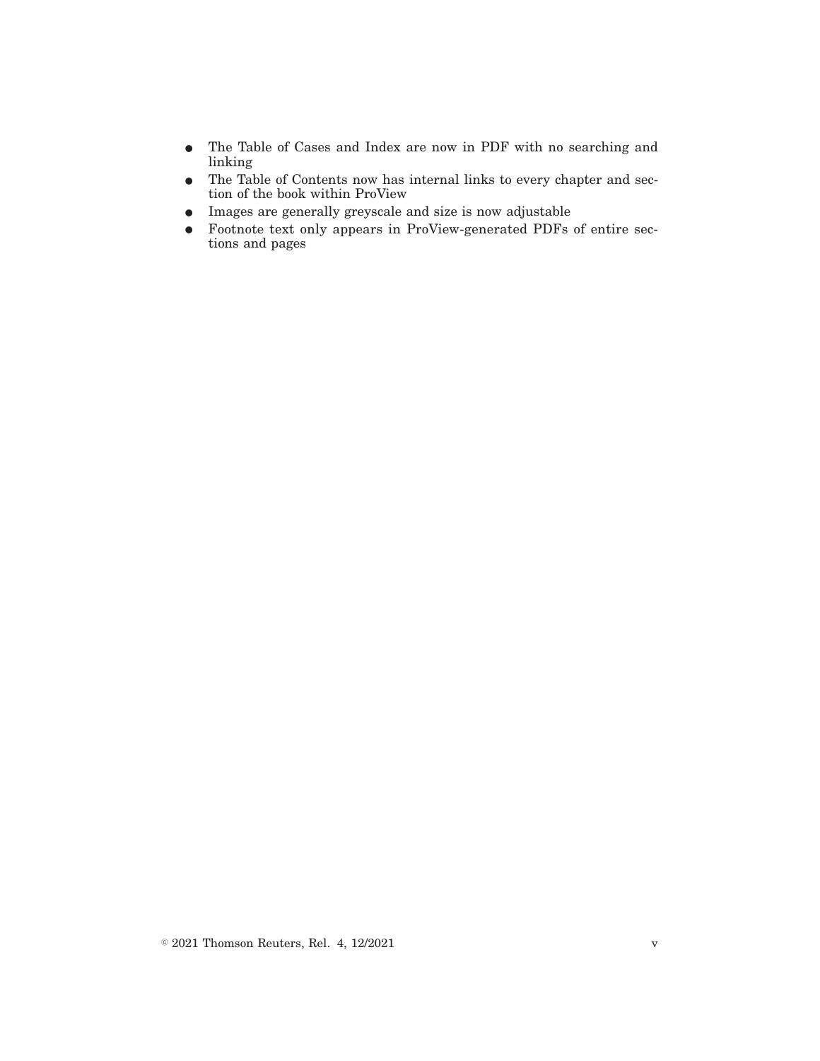- The Table of Cases and Index are now in PDF with no searching and linking
- The Table of Contents now has internal links to every chapter and section of the book within ProView
- Images are generally greyscale and size is now adjustable
- Footnote text only appears in ProView-generated PDFs of entire sections and pages